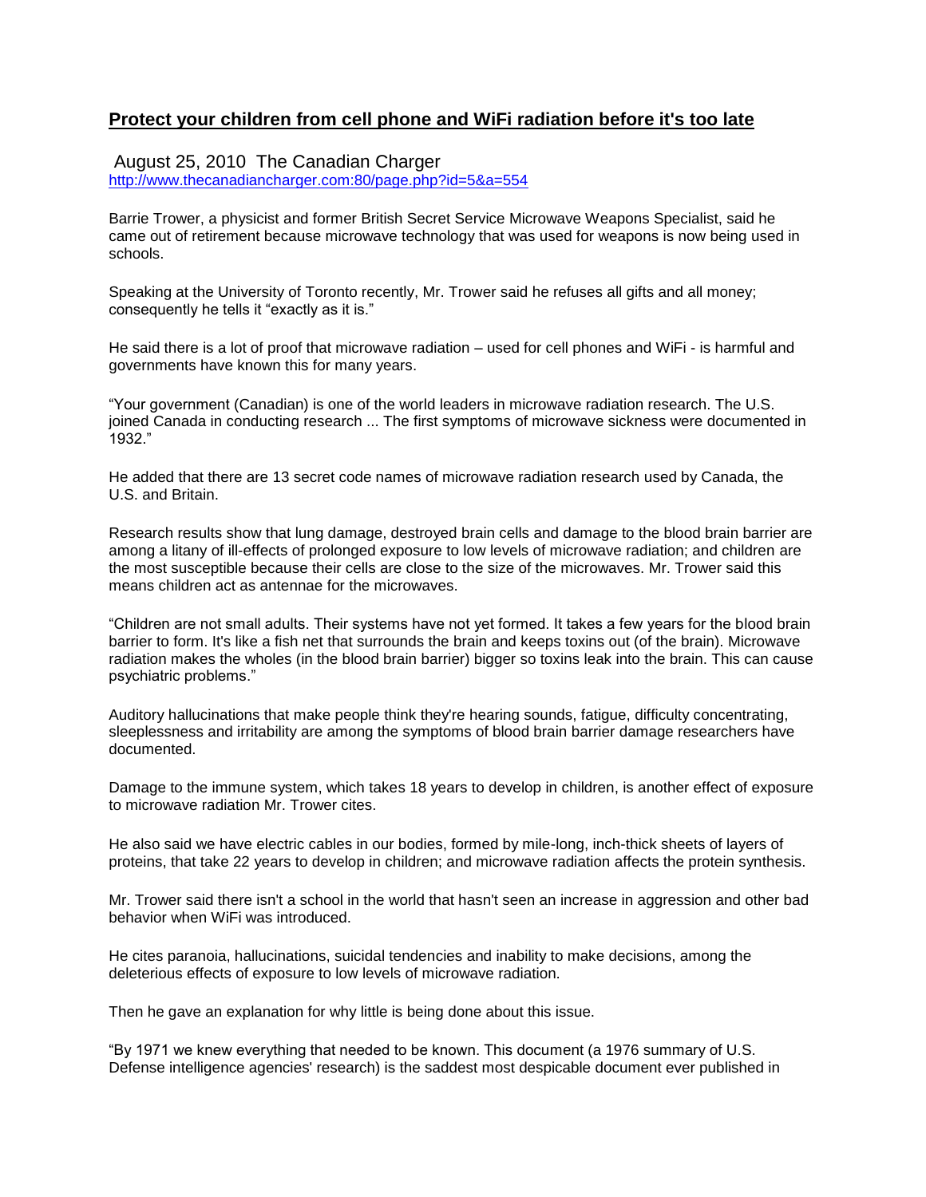# Protect your children from cell phone and WiFi radiation before it's too late

August 25, 2010 The Canadian Charger
http://www.thecanadiancharger.com:80/page.php?id=5&a=554

Barrie Trower, a physicist and former British Secret Service Microwave Weapons Specialist, said he came out of retirement because microwave technology that was used for weapons is now being used in schools.

Speaking at the University of Toronto recently, Mr. Trower said he refuses all gifts and all money; consequently he tells it "exactly as it is."

He said there is a lot of proof that microwave radiation – used for cell phones and WiFi - is harmful and governments have known this for many years.

"Your government (Canadian) is one of the world leaders in microwave radiation research. The U.S. joined Canada in conducting research ... The first symptoms of microwave sickness were documented in 1932."

He added that there are 13 secret code names of microwave radiation research used by Canada, the U.S. and Britain.

Research results show that lung damage, destroyed brain cells and damage to the blood brain barrier are among a litany of ill-effects of prolonged exposure to low levels of microwave radiation; and children are the most susceptible because their cells are close to the size of the microwaves. Mr. Trower said this means children act as antennae for the microwaves.

"Children are not small adults. Their systems have not yet formed. It takes a few years for the blood brain barrier to form. It's like a fish net that surrounds the brain and keeps toxins out (of the brain). Microwave radiation makes the wholes (in the blood brain barrier) bigger so toxins leak into the brain. This can cause psychiatric problems."

Auditory hallucinations that make people think they're hearing sounds, fatigue, difficulty concentrating, sleeplessness and irritability are among the symptoms of blood brain barrier damage researchers have documented.

Damage to the immune system, which takes 18 years to develop in children, is another effect of exposure to microwave radiation Mr. Trower cites.

He also said we have electric cables in our bodies, formed by mile-long, inch-thick sheets of layers of proteins, that take 22 years to develop in children; and microwave radiation affects the protein synthesis.

Mr. Trower said there isn't a school in the world that hasn't seen an increase in aggression and other bad behavior when WiFi was introduced.

He cites paranoia, hallucinations, suicidal tendencies and inability to make decisions, among the deleterious effects of exposure to low levels of microwave radiation.

Then he gave an explanation for why little is being done about this issue.

"By 1971 we knew everything that needed to be known. This document (a 1976 summary of U.S. Defense intelligence agencies' research) is the saddest most despicable document ever published in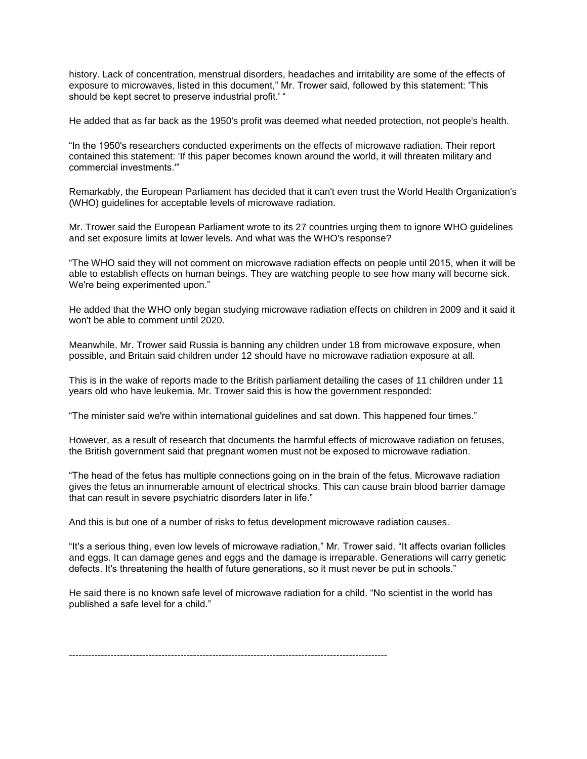history. Lack of concentration, menstrual disorders, headaches and irritability are some of the effects of exposure to microwaves, listed in this document," Mr. Trower said, followed by this statement: 'This should be kept secret to preserve industrial profit.' "

He added that as far back as the 1950's profit was deemed what needed protection, not people's health.

"In the 1950's researchers conducted experiments on the effects of microwave radiation. Their report contained this statement: 'If this paper becomes known around the world, it will threaten military and commercial investments.'"

Remarkably, the European Parliament has decided that it can't even trust the World Health Organization's (WHO) guidelines for acceptable levels of microwave radiation.

Mr. Trower said the European Parliament wrote to its 27 countries urging them to ignore WHO guidelines and set exposure limits at lower levels. And what was the WHO's response?

"The WHO said they will not comment on microwave radiation effects on people until 2015, when it will be able to establish effects on human beings. They are watching people to see how many will become sick. We're being experimented upon."

He added that the WHO only began studying microwave radiation effects on children in 2009 and it said it won't be able to comment until 2020.

Meanwhile, Mr. Trower said Russia is banning any children under 18 from microwave exposure, when possible, and Britain said children under 12 should have no microwave radiation exposure at all.

This is in the wake of reports made to the British parliament detailing the cases of 11 children under 11 years old who have leukemia. Mr. Trower said this is how the government responded:

"The minister said we're within international guidelines and sat down. This happened four times."

However, as a result of research that documents the harmful effects of microwave radiation on fetuses, the British government said that pregnant women must not be exposed to microwave radiation.

"The head of the fetus has multiple connections going on in the brain of the fetus. Microwave radiation gives the fetus an innumerable amount of electrical shocks. This can cause brain blood barrier damage that can result in severe psychiatric disorders later in life."

And this is but one of a number of risks to fetus development microwave radiation causes.

"It's a serious thing, even low levels of microwave radiation," Mr. Trower said. "It affects ovarian follicles and eggs. It can damage genes and eggs and the damage is irreparable. Generations will carry genetic defects. It's threatening the health of future generations, so it must never be put in schools."

He said there is no known safe level of microwave radiation for a child. "No scientist in the world has published a safe level for a child."

---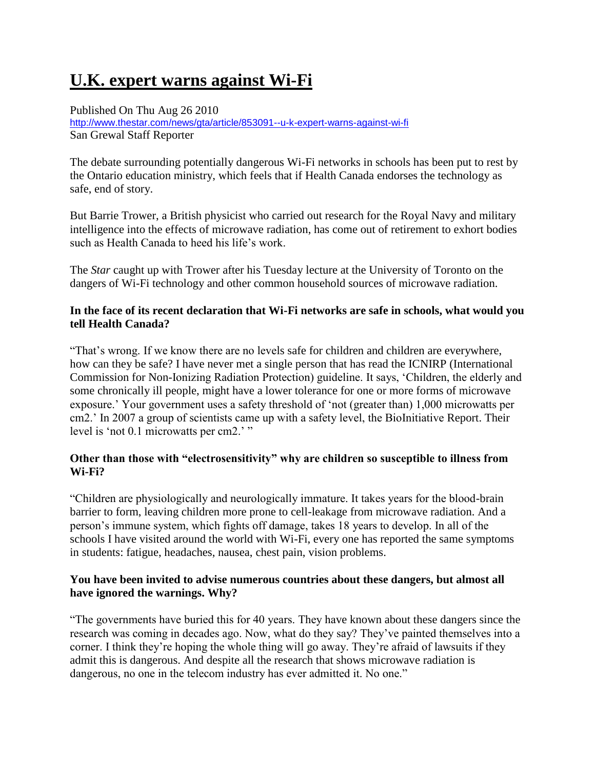# U.K. expert warns against Wi-Fi

Published On Thu Aug 26 2010
http://www.thestar.com/news/gta/article/853091--u-k-expert-warns-against-wi-fi
San Grewal Staff Reporter

The debate surrounding potentially dangerous Wi-Fi networks in schools has been put to rest by the Ontario education ministry, which feels that if Health Canada endorses the technology as safe, end of story.

But Barrie Trower, a British physicist who carried out research for the Royal Navy and military intelligence into the effects of microwave radiation, has come out of retirement to exhort bodies such as Health Canada to heed his life's work.

The *Star* caught up with Trower after his Tuesday lecture at the University of Toronto on the dangers of Wi-Fi technology and other common household sources of microwave radiation.

**In the face of its recent declaration that Wi-Fi networks are safe in schools, what would you tell Health Canada?**

"That's wrong. If we know there are no levels safe for children and children are everywhere, how can they be safe? I have never met a single person that has read the ICNIRP (International Commission for Non-Ionizing Radiation Protection) guideline. It says, 'Children, the elderly and some chronically ill people, might have a lower tolerance for one or more forms of microwave exposure.' Your government uses a safety threshold of 'not (greater than) 1,000 microwatts per cm2.' In 2007 a group of scientists came up with a safety level, the BioInitiative Report. Their level is 'not 0.1 microwatts per cm2.' "

**Other than those with "electrosensitivity" why are children so susceptible to illness from Wi-Fi?**

"Children are physiologically and neurologically immature. It takes years for the blood-brain barrier to form, leaving children more prone to cell-leakage from microwave radiation. And a person's immune system, which fights off damage, takes 18 years to develop. In all of the schools I have visited around the world with Wi-Fi, every one has reported the same symptoms in students: fatigue, headaches, nausea, chest pain, vision problems.

**You have been invited to advise numerous countries about these dangers, but almost all have ignored the warnings. Why?**

"The governments have buried this for 40 years. They have known about these dangers since the research was coming in decades ago. Now, what do they say? They've painted themselves into a corner. I think they're hoping the whole thing will go away. They're afraid of lawsuits if they admit this is dangerous. And despite all the research that shows microwave radiation is dangerous, no one in the telecom industry has ever admitted it. No one."